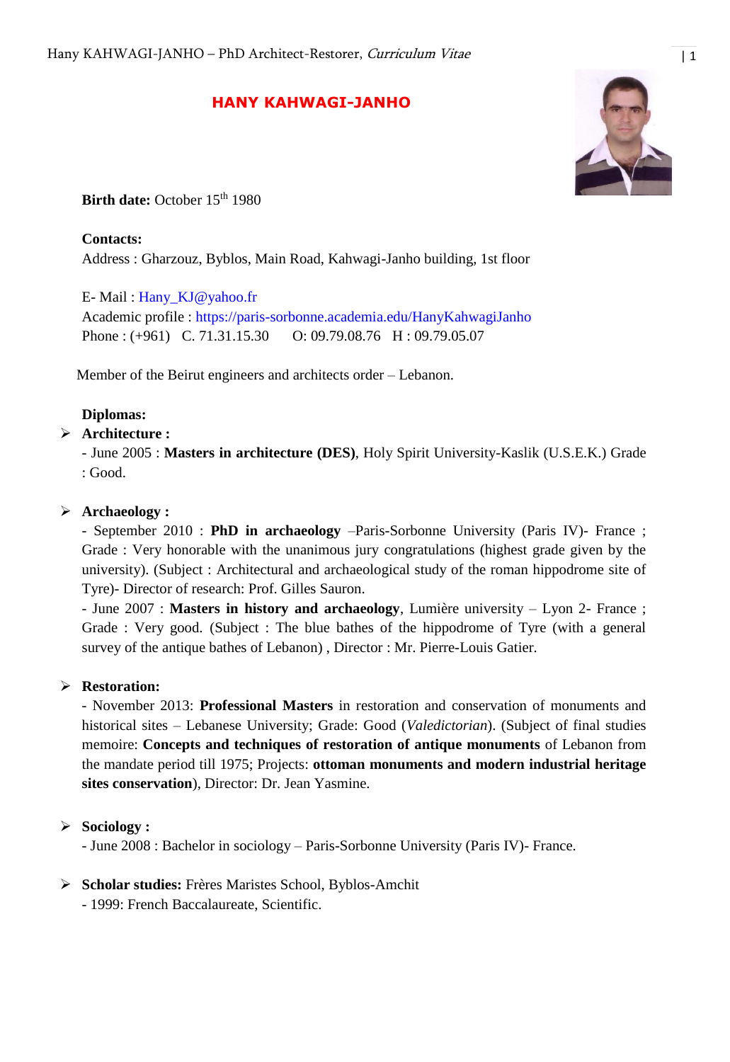# HANY KAHWAGI-JANHO

**Birth date:** October 15th 1980

**Contacts:**
Address : Gharzouz, Byblos, Main Road, Kahwagi-Janho building, 1st floor

E- Mail : Hany_KJ@yahoo.fr
Academic profile : https://paris-sorbonne.academia.edu/HanyKahwagiJanho
Phone : (+961) C. 71.31.15.30 O: 09.79.08.76 H : 09.79.05.07

Member of the Beirut engineers and architects order – Lebanon.

**Diplomas:**

- **Architecture :**
  - June 2005 : **Masters in architecture (DES)**, Holy Spirit University-Kaslik (U.S.E.K.) Grade : Good.

- **Archaeology :**
  - September 2010 : **PhD in archaeology** –Paris-Sorbonne University (Paris IV)- France ; Grade : Very honorable with the unanimous jury congratulations (highest grade given by the university). (Subject : Architectural and archaeological study of the roman hippodrome site of Tyre)- Director of research: Prof. Gilles Sauron.
  - June 2007 : **Masters in history and archaeology**, Lumière university – Lyon 2- France ; Grade : Very good. (Subject : The blue bathes of the hippodrome of Tyre (with a general survey of the antique bathes of Lebanon) , Director : Mr. Pierre-Louis Gatier.

- **Restoration:**
  - November 2013: **Professional Masters** in restoration and conservation of monuments and historical sites – Lebanese University; Grade: Good (*Valedictorian*). (Subject of final studies memoire: **Concepts and techniques of restoration of antique monuments** of Lebanon from the mandate period till 1975; Projects: **ottoman monuments and modern industrial heritage sites conservation**), Director: Dr. Jean Yasmine.

- **Sociology :**
  - June 2008 : Bachelor in sociology – Paris-Sorbonne University (Paris IV)- France.

- **Scholar studies:** Frères Maristes School, Byblos-Amchit
  - 1999: French Baccalaureate, Scientific.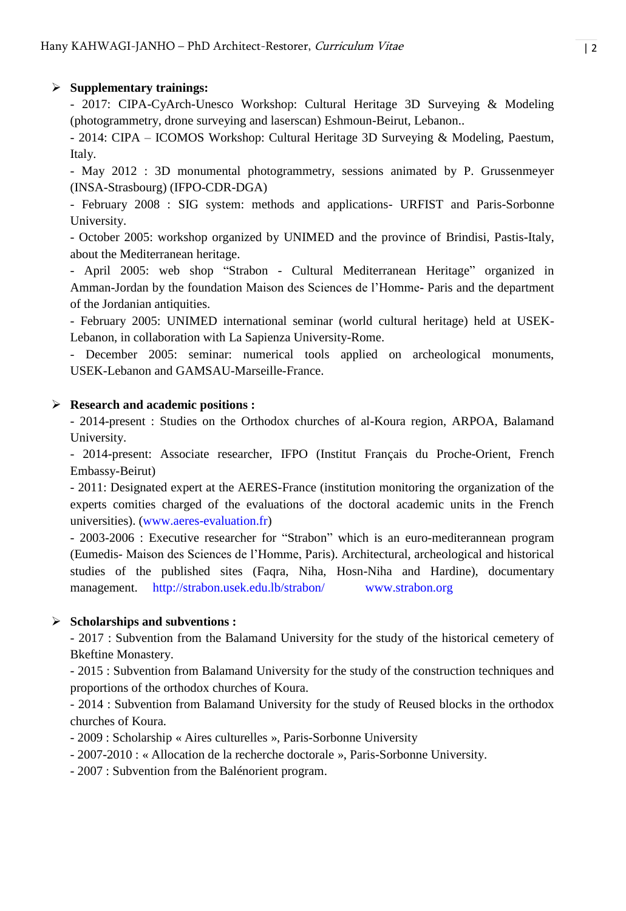- **Supplementary trainings:**

  - 2017: CIPA-CyArch-Unesco Workshop: Cultural Heritage 3D Surveying & Modeling (photogrammetry, drone surveying and laserscan) Eshmoun-Beirut, Lebanon..
  - 2014: CIPA – ICOMOS Workshop: Cultural Heritage 3D Surveying & Modeling, Paestum, Italy.
  - May 2012 : 3D monumental photogrammetry, sessions animated by P. Grussenmeyer (INSA-Strasbourg) (IFPO-CDR-DGA)
  - February 2008 : SIG system: methods and applications- URFIST and Paris-Sorbonne University.
  - October 2005: workshop organized by UNIMED and the province of Brindisi, Pastis-Italy, about the Mediterranean heritage.
  - April 2005: web shop "Strabon - Cultural Mediterranean Heritage" organized in Amman-Jordan by the foundation Maison des Sciences de l'Homme- Paris and the department of the Jordanian antiquities.
  - February 2005: UNIMED international seminar (world cultural heritage) held at USEK-Lebanon, in collaboration with La Sapienza University-Rome.
  - December 2005: seminar: numerical tools applied on archeological monuments, USEK-Lebanon and GAMSAU-Marseille-France.

- **Research and academic positions :**

  - 2014-present : Studies on the Orthodox churches of al-Koura region, ARPOA, Balamand University.
  - 2014-present: Associate researcher, IFPO (Institut Français du Proche-Orient, French Embassy-Beirut)
  - 2011: Designated expert at the AERES-France (institution monitoring the organization of the experts comities charged of the evaluations of the doctoral academic units in the French universities). (www.aeres-evaluation.fr)
  - 2003-2006 : Executive researcher for "Strabon" which is an euro-mediterannean program (Eumedis- Maison des Sciences de l'Homme, Paris). Architectural, archeological and historical studies of the published sites (Faqra, Niha, Hosn-Niha and Hardine), documentary management. http://strabon.usek.edu.lb/strabon/ www.strabon.org

- **Scholarships and subventions :**

  - 2017 : Subvention from the Balamand University for the study of the historical cemetery of Bkeftine Monastery.
  - 2015 : Subvention from Balamand University for the study of the construction techniques and proportions of the orthodox churches of Koura.
  - 2014 : Subvention from Balamand University for the study of Reused blocks in the orthodox churches of Koura.
  - 2009 : Scholarship « Aires culturelles », Paris-Sorbonne University
  - 2007-2010 : « Allocation de la recherche doctorale », Paris-Sorbonne University.
  - 2007 : Subvention from the Balénorient program.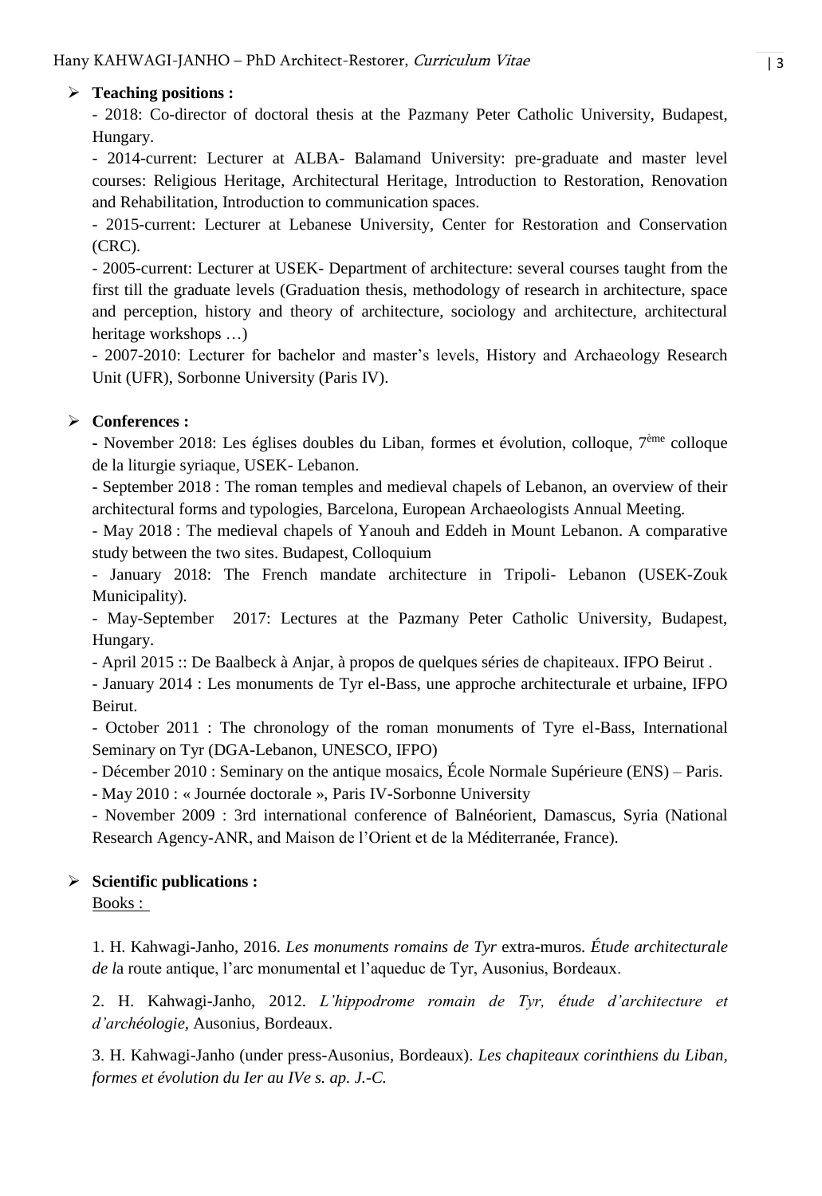- **Teaching positions :**

  - 2018: Co-director of doctoral thesis at the Pazmany Peter Catholic University, Budapest, Hungary.

  - 2014-current: Lecturer at ALBA- Balamand University: pre-graduate and master level courses: Religious Heritage, Architectural Heritage, Introduction to Restoration, Renovation and Rehabilitation, Introduction to communication spaces.

  - 2015-current: Lecturer at Lebanese University, Center for Restoration and Conservation (CRC).

  - 2005-current: Lecturer at USEK- Department of architecture: several courses taught from the first till the graduate levels (Graduation thesis, methodology of research in architecture, space and perception, history and theory of architecture, sociology and architecture, architectural heritage workshops …)

  - 2007-2010: Lecturer for bachelor and master's levels, History and Archaeology Research Unit (UFR), Sorbonne University (Paris IV).

- **Conferences :**

  - November 2018: Les églises doubles du Liban, formes et évolution, colloque, 7ème colloque de la liturgie syriaque, USEK- Lebanon.

  - September 2018 : The roman temples and medieval chapels of Lebanon, an overview of their architectural forms and typologies, Barcelona, European Archaeologists Annual Meeting.

  - May 2018 : The medieval chapels of Yanouh and Eddeh in Mount Lebanon. A comparative study between the two sites. Budapest, Colloquium

  - January 2018: The French mandate architecture in Tripoli- Lebanon (USEK-Zouk Municipality).

  - May-September 2017: Lectures at the Pazmany Peter Catholic University, Budapest, Hungary.

  - April 2015 :: De Baalbeck à Anjar, à propos de quelques séries de chapiteaux. IFPO Beirut .

  - January 2014 : Les monuments de Tyr el-Bass, une approche architecturale et urbaine, IFPO Beirut.

  - October 2011 : The chronology of the roman monuments of Tyre el-Bass, International Seminary on Tyr (DGA-Lebanon, UNESCO, IFPO)

  - Décember 2010 : Seminary on the antique mosaics, École Normale Supérieure (ENS) – Paris.

  - May 2010 : « Journée doctorale », Paris IV-Sorbonne University

  - November 2009 : 3rd international conference of Balnéorient, Damascus, Syria (National Research Agency-ANR, and Maison de l'Orient et de la Méditerranée, France).

- **Scientific publications :**

  Books :

  1. H. Kahwagi-Janho, 2016. *Les monuments romains de Tyr* extra-muros. *Étude architecturale de l*a route antique, l'arc monumental et l'aqueduc de Tyr, Ausonius, Bordeaux.

  2. H. Kahwagi-Janho, 2012. *L'hippodrome romain de Tyr, étude d'architecture et d'archéologie*, Ausonius, Bordeaux.

  3. H. Kahwagi-Janho (under press-Ausonius, Bordeaux). *Les chapiteaux corinthiens du Liban, formes et évolution du Ier au IVe s. ap. J.-C.*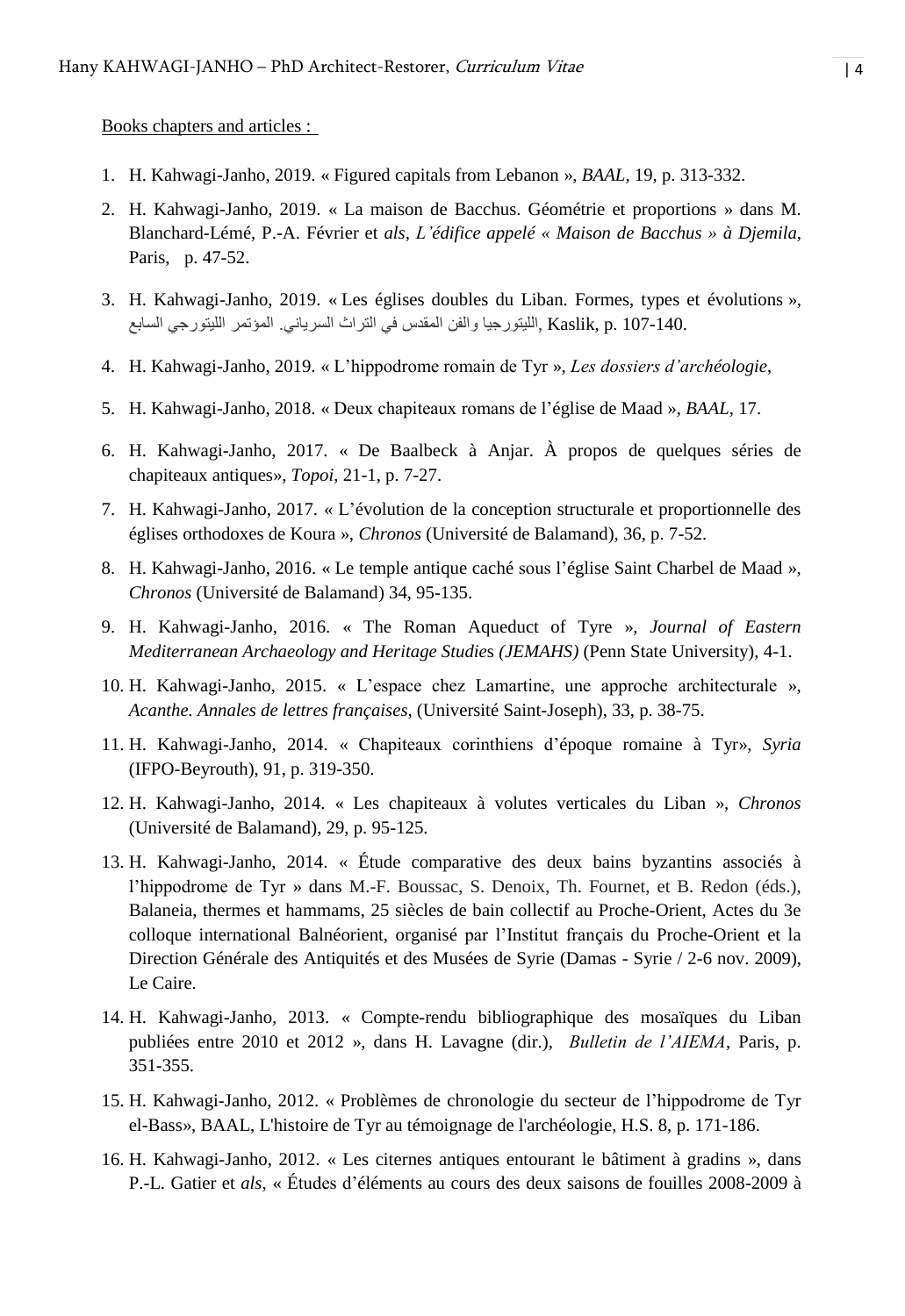Books chapters and articles :

1. H. Kahwagi-Janho, 2019. « Figured capitals from Lebanon », *BAAL*, 19, p. 313-332.
2. H. Kahwagi-Janho, 2019. « La maison de Bacchus. Géométrie et proportions » dans M. Blanchard-Lémé, P.-A. Février et *als*, *L'édifice appelé « Maison de Bacchus » à Djemila*, Paris, p. 47-52.
3. H. Kahwagi-Janho, 2019. « Les églises doubles du Liban. Formes, types et évolutions », الليتورجيا والفن المقدس في التراث السرياني. المؤتمر الليتورجي السابع, Kaslik, p. 107-140.
4. H. Kahwagi-Janho, 2019. « L'hippodrome romain de Tyr », *Les dossiers d'archéologie*,
5. H. Kahwagi-Janho, 2018. « Deux chapiteaux romans de l'église de Maad », *BAAL*, 17.
6. H. Kahwagi-Janho, 2017. « De Baalbeck à Anjar. À propos de quelques séries de chapiteaux antiques», *Topoi*, 21-1, p. 7-27.
7. H. Kahwagi-Janho, 2017. « L'évolution de la conception structurale et proportionnelle des églises orthodoxes de Koura », *Chronos* (Université de Balamand), 36, p. 7-52.
8. H. Kahwagi-Janho, 2016. « Le temple antique caché sous l'église Saint Charbel de Maad », *Chronos* (Université de Balamand) 34, 95-135.
9. H. Kahwagi-Janho, 2016. « The Roman Aqueduct of Tyre », *Journal of Eastern Mediterranean Archaeology and Heritage Studies (JEMAHS)* (Penn State University), 4-1.
10. H. Kahwagi-Janho, 2015. « L'espace chez Lamartine, une approche architecturale », *Acanthe. Annales de lettres françaises*, (Université Saint-Joseph), 33, p. 38-75.
11. H. Kahwagi-Janho, 2014. « Chapiteaux corinthiens d'époque romaine à Tyr», *Syria* (IFPO-Beyrouth), 91, p. 319-350.
12. H. Kahwagi-Janho, 2014. « Les chapiteaux à volutes verticales du Liban », *Chronos* (Université de Balamand), 29, p. 95-125.
13. H. Kahwagi-Janho, 2014. « Étude comparative des deux bains byzantins associés à l'hippodrome de Tyr » dans M.-F. Boussac, S. Denoix, Th. Fournet, et B. Redon (éds.), Balaneia, thermes et hammams, 25 siècles de bain collectif au Proche-Orient, Actes du 3e colloque international Balnéorient, organisé par l'Institut français du Proche-Orient et la Direction Générale des Antiquités et des Musées de Syrie (Damas - Syrie / 2-6 nov. 2009), Le Caire.
14. H. Kahwagi-Janho, 2013. « Compte-rendu bibliographique des mosaïques du Liban publiées entre 2010 et 2012 », dans H. Lavagne (dir.), *Bulletin de l'AIEMA*, Paris, p. 351-355.
15. H. Kahwagi-Janho, 2012. « Problèmes de chronologie du secteur de l'hippodrome de Tyr el-Bass», BAAL, L'histoire de Tyr au témoignage de l'archéologie, H.S. 8, p. 171-186.
16. H. Kahwagi-Janho, 2012. « Les citernes antiques entourant le bâtiment à gradins », dans P.-L. Gatier et *als*, « Études d'éléments au cours des deux saisons de fouilles 2008-2009 à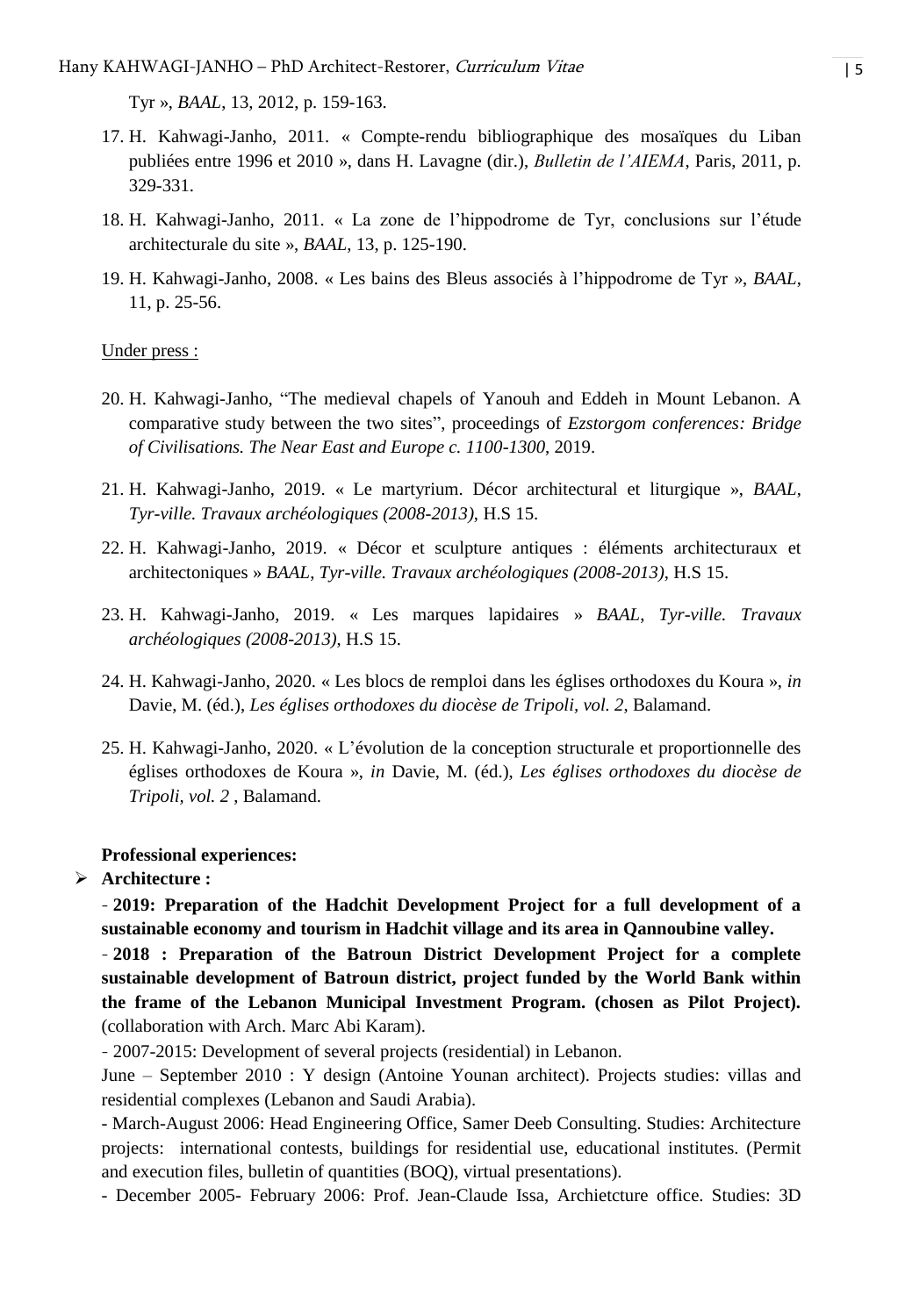Tyr », *BAAL*, 13, 2012, p. 159-163.

17. H. Kahwagi-Janho, 2011. « Compte-rendu bibliographique des mosaïques du Liban publiées entre 1996 et 2010 », dans H. Lavagne (dir.), *Bulletin de l'AIEMA*, Paris, 2011, p. 329-331.
18. H. Kahwagi-Janho, 2011. « La zone de l'hippodrome de Tyr, conclusions sur l'étude architecturale du site », *BAAL*, 13, p. 125-190.
19. H. Kahwagi-Janho, 2008. « Les bains des Bleus associés à l'hippodrome de Tyr », *BAAL*, 11, p. 25-56.

Under press :

20. H. Kahwagi-Janho, "The medieval chapels of Yanouh and Eddeh in Mount Lebanon. A comparative study between the two sites", proceedings of *Ezstorgom conferences: Bridge of Civilisations. The Near East and Europe c. 1100-1300*, 2019.
21. H. Kahwagi-Janho, 2019. « Le martyrium. Décor architectural et liturgique », *BAAL*, *Tyr-ville. Travaux archéologiques (2008-2013)*, H.S 15.
22. H. Kahwagi-Janho, 2019. « Décor et sculpture antiques : éléments architecturaux et architectoniques » *BAAL*, *Tyr-ville. Travaux archéologiques (2008-2013)*, H.S 15.
23. H. Kahwagi-Janho, 2019. « Les marques lapidaires » *BAAL*, *Tyr-ville. Travaux archéologiques (2008-2013)*, H.S 15.
24. H. Kahwagi-Janho, 2020. « Les blocs de remploi dans les églises orthodoxes du Koura », *in* Davie, M. (éd.), *Les églises orthodoxes du diocèse de Tripoli, vol. 2*, Balamand.
25. H. Kahwagi-Janho, 2020. « L'évolution de la conception structurale et proportionnelle des églises orthodoxes de Koura », *in* Davie, M. (éd.), *Les églises orthodoxes du diocèse de Tripoli, vol. 2* , Balamand.

**Professional experiences:**

- **Architecture :**

  - **2019: Preparation of the Hadchit Development Project for a full development of a sustainable economy and tourism in Hadchit village and its area in Qannoubine valley.**
  - **2018 : Preparation of the Batroun District Development Project for a complete sustainable development of Batroun district, project funded by the World Bank within the frame of the Lebanon Municipal Investment Program. (chosen as Pilot Project).** (collaboration with Arch. Marc Abi Karam).
  - 2007-2015: Development of several projects (residential) in Lebanon.

  June – September 2010 : Y design (Antoine Younan architect). Projects studies: villas and residential complexes (Lebanon and Saudi Arabia).

  - March-August 2006: Head Engineering Office, Samer Deeb Consulting. Studies: Architecture projects: international contests, buildings for residential use, educational institutes. (Permit and execution files, bulletin of quantities (BOQ), virtual presentations).
  - December 2005- February 2006: Prof. Jean-Claude Issa, Archietcture office. Studies: 3D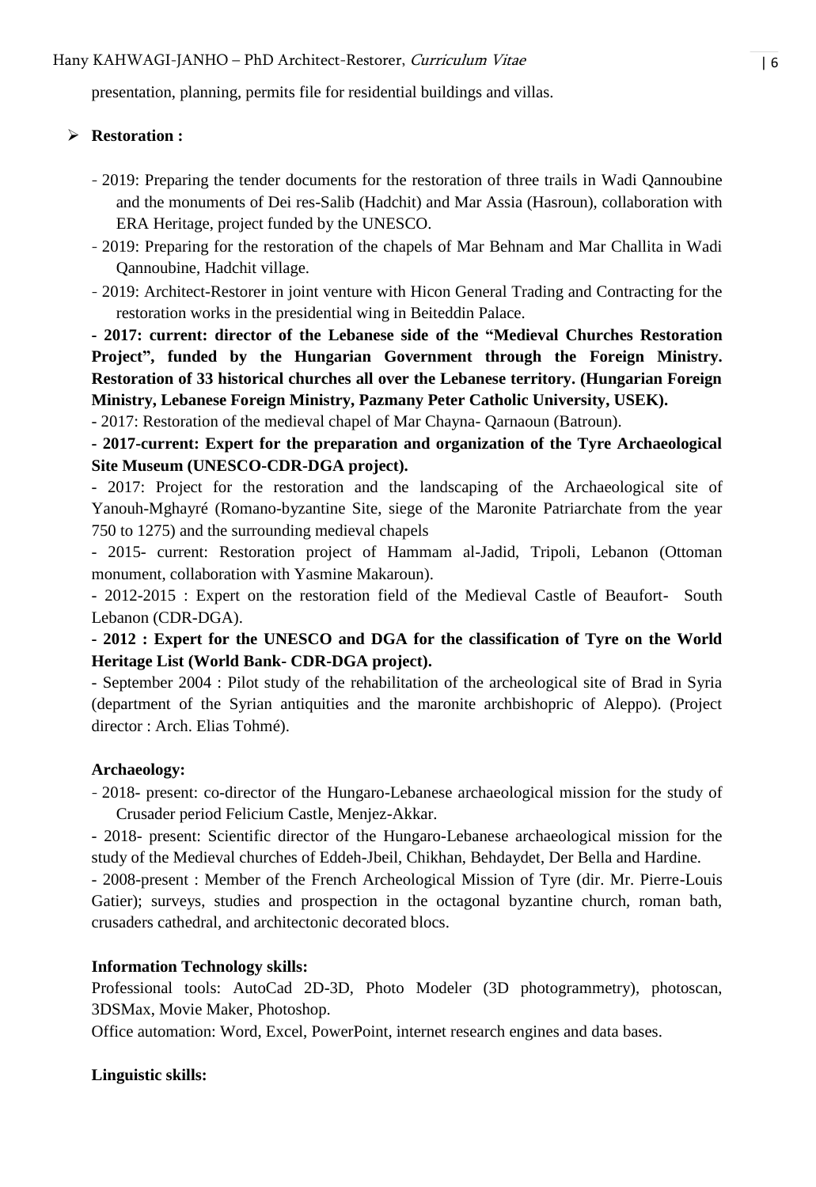presentation, planning, permits file for residential buildings and villas.

- **Restoration :**

- 2019: Preparing the tender documents for the restoration of three trails in Wadi Qannoubine and the monuments of Dei res-Salib (Hadchit) and Mar Assia (Hasroun), collaboration with ERA Heritage, project funded by the UNESCO.
- 2019: Preparing for the restoration of the chapels of Mar Behnam and Mar Challita in Wadi Qannoubine, Hadchit village.
- 2019: Architect-Restorer in joint venture with Hicon General Trading and Contracting for the restoration works in the presidential wing in Beiteddin Palace.

**- 2017: current: director of the Lebanese side of the "Medieval Churches Restoration Project", funded by the Hungarian Government through the Foreign Ministry. Restoration of 33 historical churches all over the Lebanese territory. (Hungarian Foreign Ministry, Lebanese Foreign Ministry, Pazmany Peter Catholic University, USEK).**

- 2017: Restoration of the medieval chapel of Mar Chayna- Qarnaoun (Batroun).

**- 2017-current: Expert for the preparation and organization of the Tyre Archaeological Site Museum (UNESCO-CDR-DGA project).**

- 2017: Project for the restoration and the landscaping of the Archaeological site of Yanouh-Mghayré (Romano-byzantine Site, siege of the Maronite Patriarchate from the year 750 to 1275) and the surrounding medieval chapels

- 2015- current: Restoration project of Hammam al-Jadid, Tripoli, Lebanon (Ottoman monument, collaboration with Yasmine Makaroun).

- 2012-2015 : Expert on the restoration field of the Medieval Castle of Beaufort- South Lebanon (CDR-DGA).

**- 2012 : Expert for the UNESCO and DGA for the classification of Tyre on the World Heritage List (World Bank- CDR-DGA project).**

- September 2004 : Pilot study of the rehabilitation of the archeological site of Brad in Syria (department of the Syrian antiquities and the maronite archbishopric of Aleppo). (Project director : Arch. Elias Tohmé).

**Archaeology:**

- 2018- present: co-director of the Hungaro-Lebanese archaeological mission for the study of Crusader period Felicium Castle, Menjez-Akkar.

- 2018- present: Scientific director of the Hungaro-Lebanese archaeological mission for the study of the Medieval churches of Eddeh-Jbeil, Chikhan, Behdaydet, Der Bella and Hardine.

- 2008-present : Member of the French Archeological Mission of Tyre (dir. Mr. Pierre-Louis Gatier); surveys, studies and prospection in the octagonal byzantine church, roman bath, crusaders cathedral, and architectonic decorated blocs.

**Information Technology skills:**

Professional tools: AutoCad 2D-3D, Photo Modeler (3D photogrammetry), photoscan, 3DSMax, Movie Maker, Photoshop.

Office automation: Word, Excel, PowerPoint, internet research engines and data bases.

**Linguistic skills:**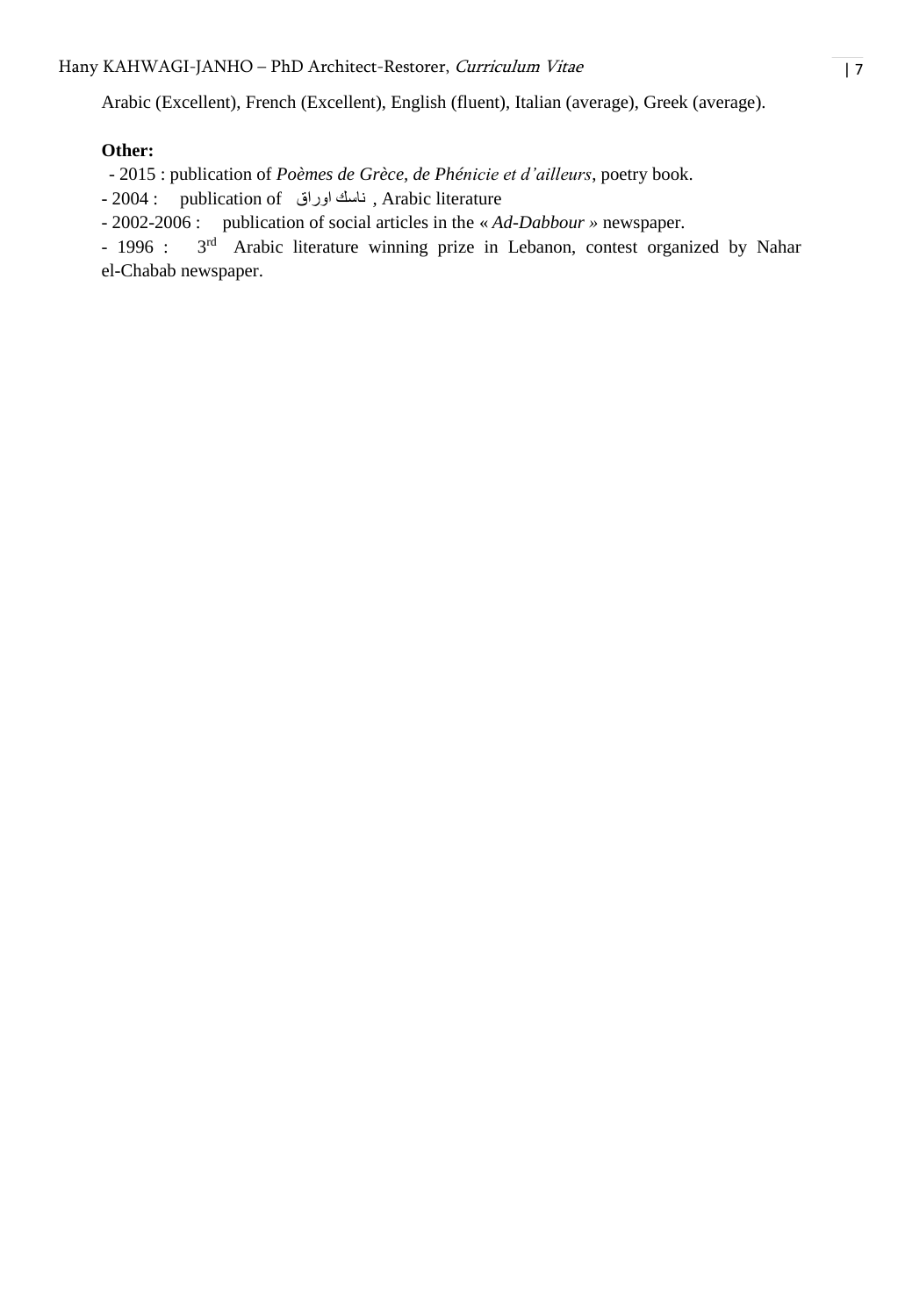Arabic (Excellent), French (Excellent), English (fluent), Italian (average), Greek (average).

**Other:**

- 2015 : publication of *Poèmes de Grèce, de Phénicie et d'ailleurs*, poetry book.
- 2004 : publication of اوراق ناسك , Arabic literature
- 2002-2006 : publication of social articles in the « *Ad-Dabbour* » newspaper.
- 1996 : 3rd Arabic literature winning prize in Lebanon, contest organized by Nahar el-Chabab newspaper.